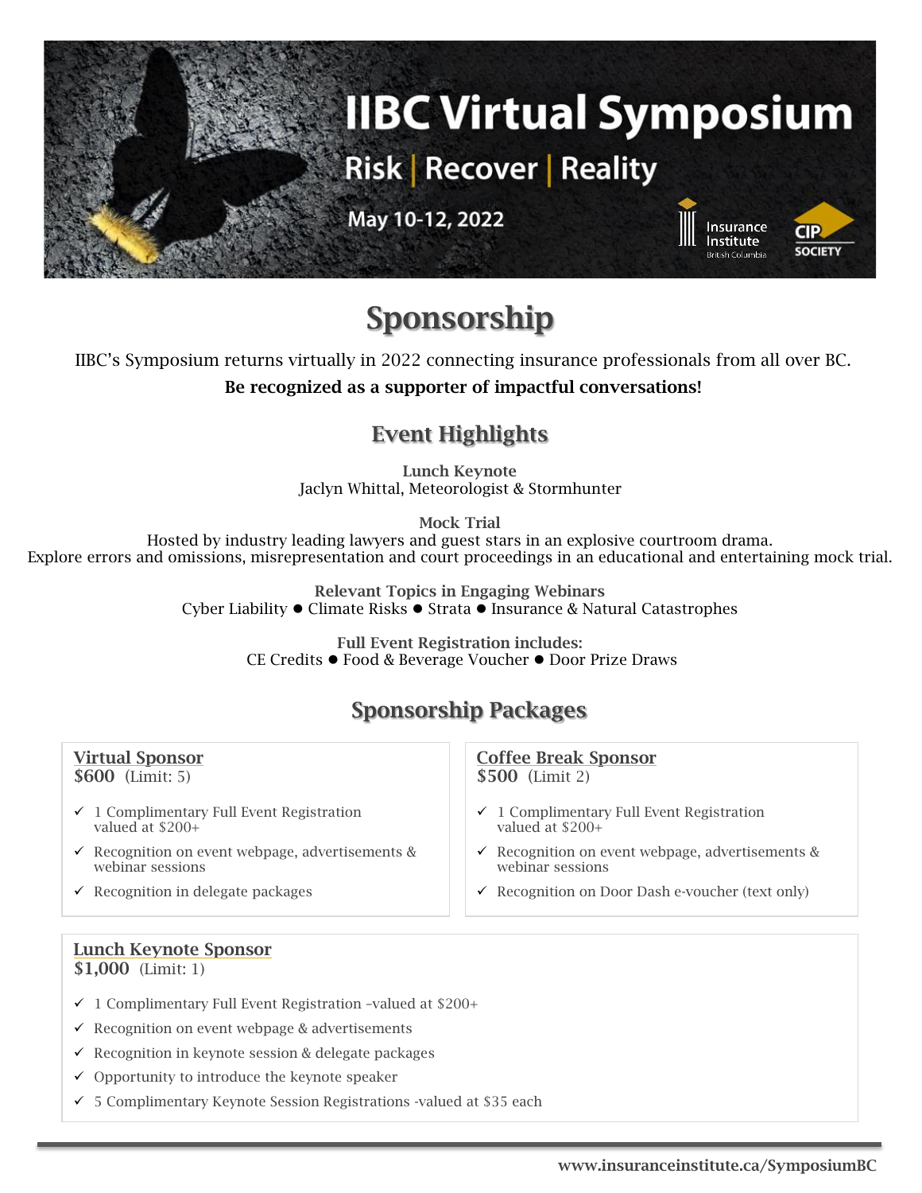# IIBC Virtual Symposium

Risk | Recover | Reality

May 10-12, 2022

Insurance Institute British Columbia

CIP SOCIETY

# Sponsorship

IIBC's Symposium returns virtually in 2022 connecting insurance professionals from all over BC.

**Be recognized as a supporter of impactful conversations!**

## Event Highlights

**Lunch Keynote**
Jaclyn Whittal, Meteorologist & Stormhunter

**Mock Trial**
Hosted by industry leading lawyers and guest stars in an explosive courtroom drama.
Explore errors and omissions, misrepresentation and court proceedings in an educational and entertaining mock trial.

**Relevant Topics in Engaging Webinars**
Cyber Liability ● Climate Risks ● Strata ● Insurance & Natural Catastrophes

**Full Event Registration includes:**
CE Credits ● Food & Beverage Voucher ● Door Prize Draws

## Sponsorship Packages

### Virtual Sponsor
**$600** (Limit: 5)

- ✓ 1 Complimentary Full Event Registration valued at $200+
- ✓ Recognition on event webpage, advertisements & webinar sessions
- ✓ Recognition in delegate packages

### Coffee Break Sponsor
**$500** (Limit 2)

- ✓ 1 Complimentary Full Event Registration valued at $200+
- ✓ Recognition on event webpage, advertisements & webinar sessions
- ✓ Recognition on Door Dash e-voucher (text only)

### Lunch Keynote Sponsor
**$1,000** (Limit: 1)

- ✓ 1 Complimentary Full Event Registration –valued at $200+
- ✓ Recognition on event webpage & advertisements
- ✓ Recognition in keynote session & delegate packages
- ✓ Opportunity to introduce the keynote speaker
- ✓ 5 Complimentary Keynote Session Registrations -valued at $35 each

www.insuranceinstitute.ca/SymposiumBC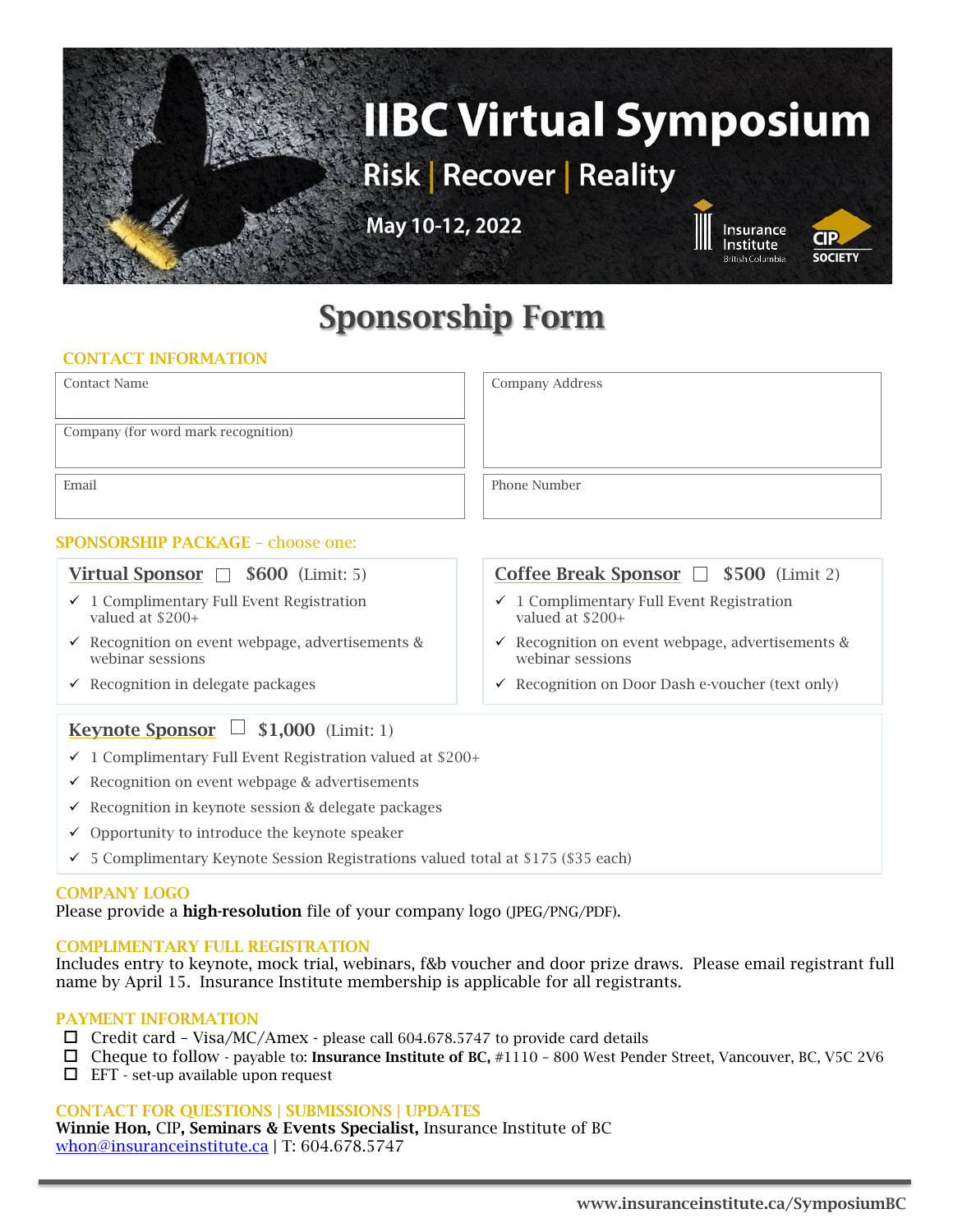# IIBC Virtual Symposium

Risk | Recover | Reality

May 10-12, 2022

Insurance Institute British Columbia

CIP SOCIETY

# Sponsorship Form

## CONTACT INFORMATION

| | |
|---|---|
| Contact Name | Company Address |
| Company (for word mark recognition) | |
| Email | Phone Number |

## SPONSORSHIP PACKAGE – choose one:

### Virtual Sponsor ☐ $600 (Limit: 5)

- ✓ 1 Complimentary Full Event Registration valued at $200+
- ✓ Recognition on event webpage, advertisements & webinar sessions
- ✓ Recognition in delegate packages

### Coffee Break Sponsor ☐ $500 (Limit 2)

- ✓ 1 Complimentary Full Event Registration valued at $200+
- ✓ Recognition on event webpage, advertisements & webinar sessions
- ✓ Recognition on Door Dash e-voucher (text only)

### Keynote Sponsor ☐ $1,000 (Limit: 1)

- ✓ 1 Complimentary Full Event Registration valued at $200+
- ✓ Recognition on event webpage & advertisements
- ✓ Recognition in keynote session & delegate packages
- ✓ Opportunity to introduce the keynote speaker
- ✓ 5 Complimentary Keynote Session Registrations valued total at $175 ($35 each)

## COMPANY LOGO

Please provide a **high-resolution** file of your company logo (JPEG/PNG/PDF).

## COMPLIMENTARY FULL REGISTRATION

Includes entry to keynote, mock trial, webinars, f&b voucher and door prize draws. Please email registrant full name by April 15. Insurance Institute membership is applicable for all registrants.

## PAYMENT INFORMATION

- ☐ Credit card – Visa/MC/Amex - please call 604.678.5747 to provide card details
- ☐ Cheque to follow - payable to: **Insurance Institute of BC,** #1110 – 800 West Pender Street, Vancouver, BC, V5C 2V6
- ☐ EFT - set-up available upon request

## CONTACT FOR QUESTIONS | SUBMISSIONS | UPDATES

**Winnie Hon,** CIP**, Seminars & Events Specialist,** Insurance Institute of BC
whon@insuranceinstitute.ca | T: 604.678.5747

www.insuranceinstitute.ca/SymposiumBC